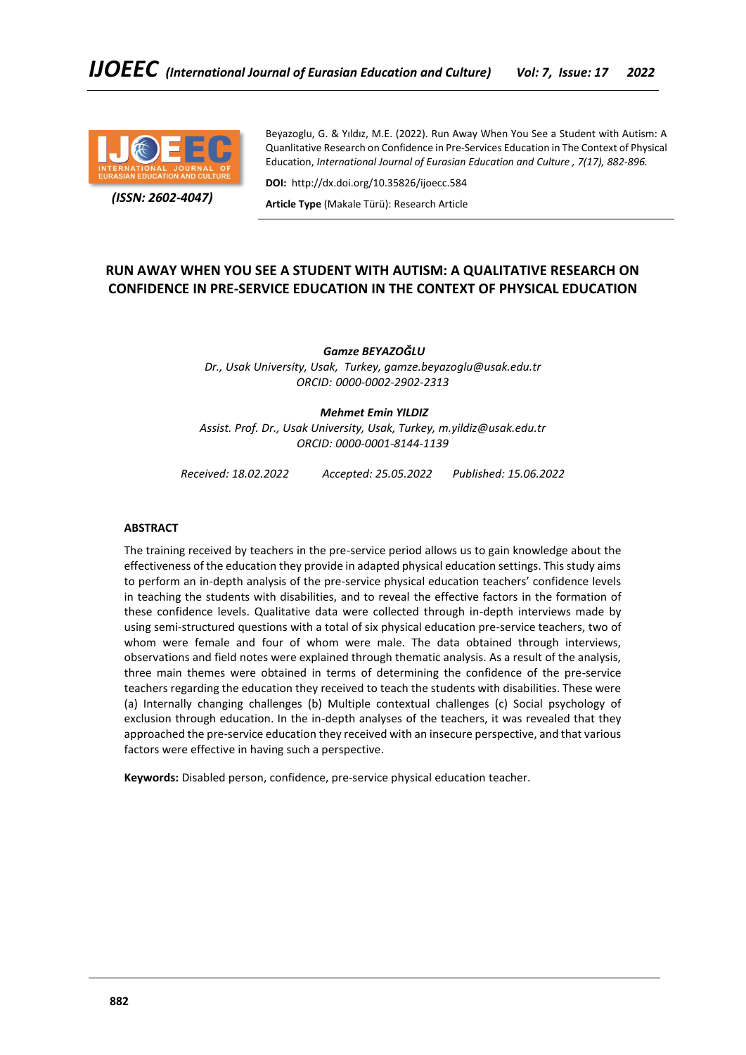Beyazoglu, G. & Yıldız, M.E. (2022). Run Away When You See a Student with Autism: A Quanlitative Research on Confidence in Pre-Services Education in The Context of Physical Education, *International Journal of Eurasian Education and Culture , 7(17), 882-896.*

**DOI:** http://dx.doi.org/10.35826/ijoecc.584

**Article Type** (Makale Türü): Research Article

(ISSN: 2602-4047)

# RUN AWAY WHEN YOU SEE A STUDENT WITH AUTISM: A QUALITATIVE RESEARCH ON CONFIDENCE IN PRE-SERVICE EDUCATION IN THE CONTEXT OF PHYSICAL EDUCATION

***Gamze BEYAZOĞLU***
*Dr., Usak University, Usak, Turkey, gamze.beyazoglu@usak.edu.tr*
*ORCID: 0000-0002-2902-2313*

***Mehmet Emin YILDIZ***
*Assist. Prof. Dr., Usak University, Usak, Turkey, m.yildiz@usak.edu.tr*
*ORCID: 0000-0001-8144-1139*

*Received: 18.02.2022 Accepted: 25.05.2022 Published: 15.06.2022*

## ABSTRACT

The training received by teachers in the pre-service period allows us to gain knowledge about the effectiveness of the education they provide in adapted physical education settings. This study aims to perform an in-depth analysis of the pre-service physical education teachers' confidence levels in teaching the students with disabilities, and to reveal the effective factors in the formation of these confidence levels. Qualitative data were collected through in-depth interviews made by using semi-structured questions with a total of six physical education pre-service teachers, two of whom were female and four of whom were male. The data obtained through interviews, observations and field notes were explained through thematic analysis. As a result of the analysis, three main themes were obtained in terms of determining the confidence of the pre-service teachers regarding the education they received to teach the students with disabilities. These were (a) Internally changing challenges (b) Multiple contextual challenges (c) Social psychology of exclusion through education. In the in-depth analyses of the teachers, it was revealed that they approached the pre-service education they received with an insecure perspective, and that various factors were effective in having such a perspective.

**Keywords:** Disabled person, confidence, pre-service physical education teacher.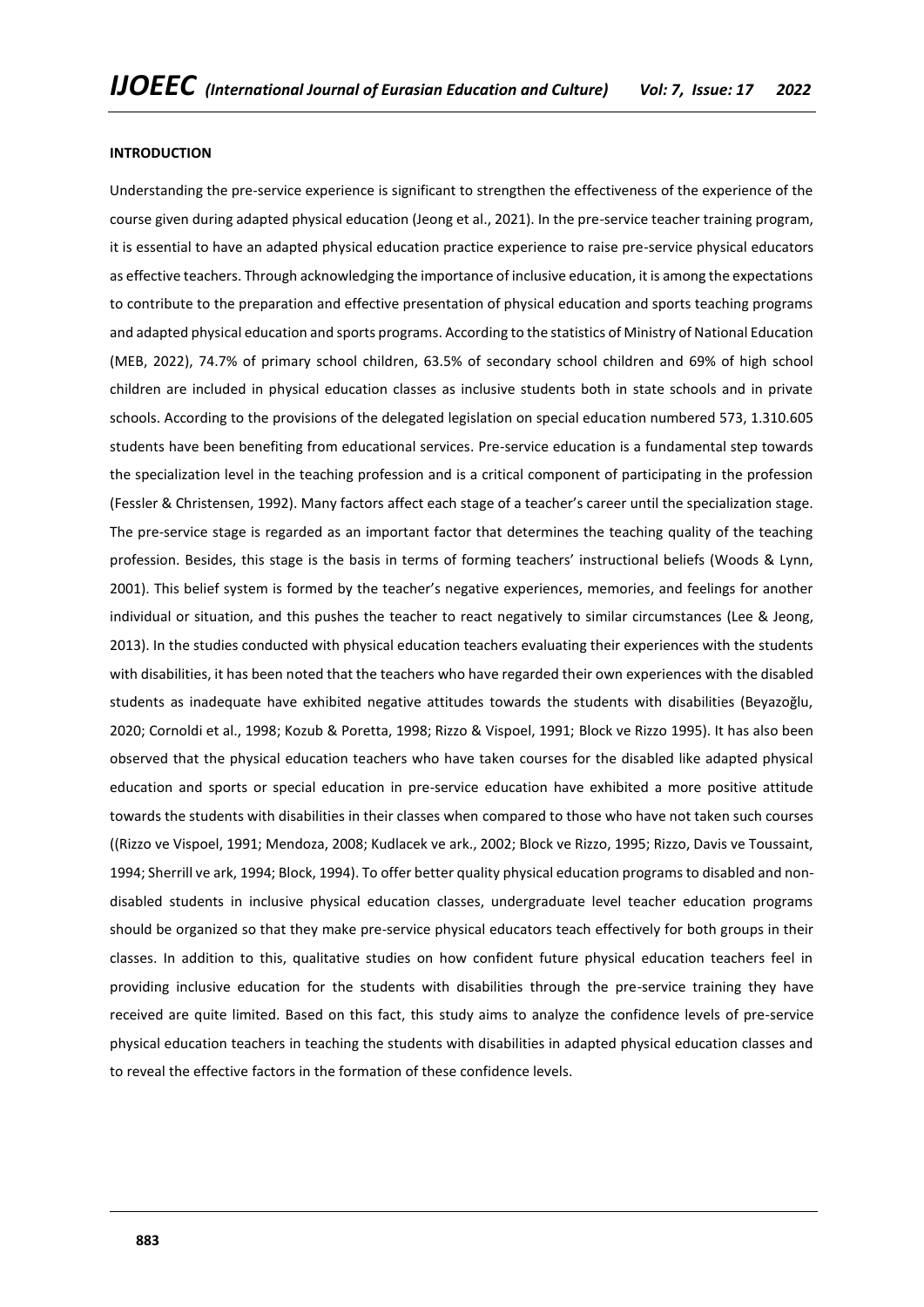## INTRODUCTION

Understanding the pre-service experience is significant to strengthen the effectiveness of the experience of the course given during adapted physical education (Jeong et al., 2021). In the pre-service teacher training program, it is essential to have an adapted physical education practice experience to raise pre-service physical educators as effective teachers. Through acknowledging the importance of inclusive education, it is among the expectations to contribute to the preparation and effective presentation of physical education and sports teaching programs and adapted physical education and sports programs. According to the statistics of Ministry of National Education (MEB, 2022), 74.7% of primary school children, 63.5% of secondary school children and 69% of high school children are included in physical education classes as inclusive students both in state schools and in private schools. According to the provisions of the delegated legislation on special education numbered 573, 1.310.605 students have been benefiting from educational services. Pre-service education is a fundamental step towards the specialization level in the teaching profession and is a critical component of participating in the profession (Fessler & Christensen, 1992). Many factors affect each stage of a teacher's career until the specialization stage. The pre-service stage is regarded as an important factor that determines the teaching quality of the teaching profession. Besides, this stage is the basis in terms of forming teachers' instructional beliefs (Woods & Lynn, 2001). This belief system is formed by the teacher's negative experiences, memories, and feelings for another individual or situation, and this pushes the teacher to react negatively to similar circumstances (Lee & Jeong, 2013). In the studies conducted with physical education teachers evaluating their experiences with the students with disabilities, it has been noted that the teachers who have regarded their own experiences with the disabled students as inadequate have exhibited negative attitudes towards the students with disabilities (Beyazoğlu, 2020; Cornoldi et al., 1998; Kozub & Poretta, 1998; Rizzo & Vispoel, 1991; Block ve Rizzo 1995). It has also been observed that the physical education teachers who have taken courses for the disabled like adapted physical education and sports or special education in pre-service education have exhibited a more positive attitude towards the students with disabilities in their classes when compared to those who have not taken such courses ((Rizzo ve Vispoel, 1991; Mendoza, 2008; Kudlacek ve ark., 2002; Block ve Rizzo, 1995; Rizzo, Davis ve Toussaint, 1994; Sherrill ve ark, 1994; Block, 1994). To offer better quality physical education programs to disabled and non-disabled students in inclusive physical education classes, undergraduate level teacher education programs should be organized so that they make pre-service physical educators teach effectively for both groups in their classes. In addition to this, qualitative studies on how confident future physical education teachers feel in providing inclusive education for the students with disabilities through the pre-service training they have received are quite limited. Based on this fact, this study aims to analyze the confidence levels of pre-service physical education teachers in teaching the students with disabilities in adapted physical education classes and to reveal the effective factors in the formation of these confidence levels.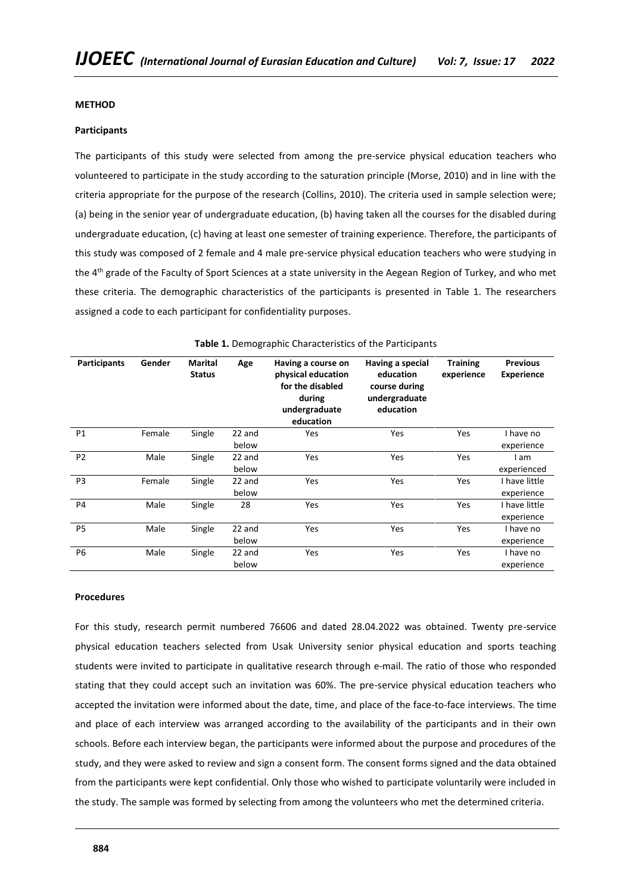**METHOD**

**Participants**

The participants of this study were selected from among the pre-service physical education teachers who volunteered to participate in the study according to the saturation principle (Morse, 2010) and in line with the criteria appropriate for the purpose of the research (Collins, 2010). The criteria used in sample selection were; (a) being in the senior year of undergraduate education, (b) having taken all the courses for the disabled during undergraduate education, (c) having at least one semester of training experience. Therefore, the participants of this study was composed of 2 female and 4 male pre-service physical education teachers who were studying in the 4th grade of the Faculty of Sport Sciences at a state university in the Aegean Region of Turkey, and who met these criteria. The demographic characteristics of the participants is presented in Table 1. The researchers assigned a code to each participant for confidentiality purposes.

**Table 1.** Demographic Characteristics of the Participants

| Participants | Gender | Marital Status | Age | Having a course on physical education for the disabled during undergraduate education | Having a special education course during undergraduate education | Training experience | Previous Experience |
|---|---|---|---|---|---|---|---|
| P1 | Female | Single | 22 and below | Yes | Yes | Yes | I have no experience |
| P2 | Male | Single | 22 and below | Yes | Yes | Yes | I am experienced |
| P3 | Female | Single | 22 and below | Yes | Yes | Yes | I have little experience |
| P4 | Male | Single | 28 | Yes | Yes | Yes | I have little experience |
| P5 | Male | Single | 22 and below | Yes | Yes | Yes | I have no experience |
| P6 | Male | Single | 22 and below | Yes | Yes | Yes | I have no experience |

**Procedures**

For this study, research permit numbered 76606 and dated 28.04.2022 was obtained. Twenty pre-service physical education teachers selected from Usak University senior physical education and sports teaching students were invited to participate in qualitative research through e-mail. The ratio of those who responded stating that they could accept such an invitation was 60%. The pre-service physical education teachers who accepted the invitation were informed about the date, time, and place of the face-to-face interviews. The time and place of each interview was arranged according to the availability of the participants and in their own schools. Before each interview began, the participants were informed about the purpose and procedures of the study, and they were asked to review and sign a consent form. The consent forms signed and the data obtained from the participants were kept confidential. Only those who wished to participate voluntarily were included in the study. The sample was formed by selecting from among the volunteers who met the determined criteria.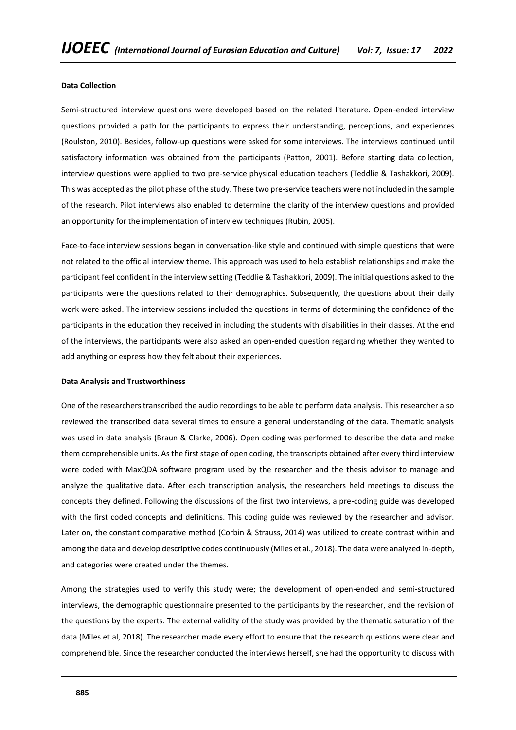**Data Collection**

Semi-structured interview questions were developed based on the related literature. Open-ended interview questions provided a path for the participants to express their understanding, perceptions, and experiences (Roulston, 2010). Besides, follow-up questions were asked for some interviews. The interviews continued until satisfactory information was obtained from the participants (Patton, 2001). Before starting data collection, interview questions were applied to two pre-service physical education teachers (Teddlie & Tashakkori, 2009). This was accepted as the pilot phase of the study. These two pre-service teachers were not included in the sample of the research. Pilot interviews also enabled to determine the clarity of the interview questions and provided an opportunity for the implementation of interview techniques (Rubin, 2005).

Face-to-face interview sessions began in conversation-like style and continued with simple questions that were not related to the official interview theme. This approach was used to help establish relationships and make the participant feel confident in the interview setting (Teddlie & Tashakkori, 2009). The initial questions asked to the participants were the questions related to their demographics. Subsequently, the questions about their daily work were asked. The interview sessions included the questions in terms of determining the confidence of the participants in the education they received in including the students with disabilities in their classes. At the end of the interviews, the participants were also asked an open-ended question regarding whether they wanted to add anything or express how they felt about their experiences.

**Data Analysis and Trustworthiness**

One of the researchers transcribed the audio recordings to be able to perform data analysis. This researcher also reviewed the transcribed data several times to ensure a general understanding of the data. Thematic analysis was used in data analysis (Braun & Clarke, 2006). Open coding was performed to describe the data and make them comprehensible units. As the first stage of open coding, the transcripts obtained after every third interview were coded with MaxQDA software program used by the researcher and the thesis advisor to manage and analyze the qualitative data. After each transcription analysis, the researchers held meetings to discuss the concepts they defined. Following the discussions of the first two interviews, a pre-coding guide was developed with the first coded concepts and definitions. This coding guide was reviewed by the researcher and advisor. Later on, the constant comparative method (Corbin & Strauss, 2014) was utilized to create contrast within and among the data and develop descriptive codes continuously (Miles et al., 2018). The data were analyzed in-depth, and categories were created under the themes.

Among the strategies used to verify this study were; the development of open-ended and semi-structured interviews, the demographic questionnaire presented to the participants by the researcher, and the revision of the questions by the experts. The external validity of the study was provided by the thematic saturation of the data (Miles et al, 2018). The researcher made every effort to ensure that the research questions were clear and comprehendible. Since the researcher conducted the interviews herself, she had the opportunity to discuss with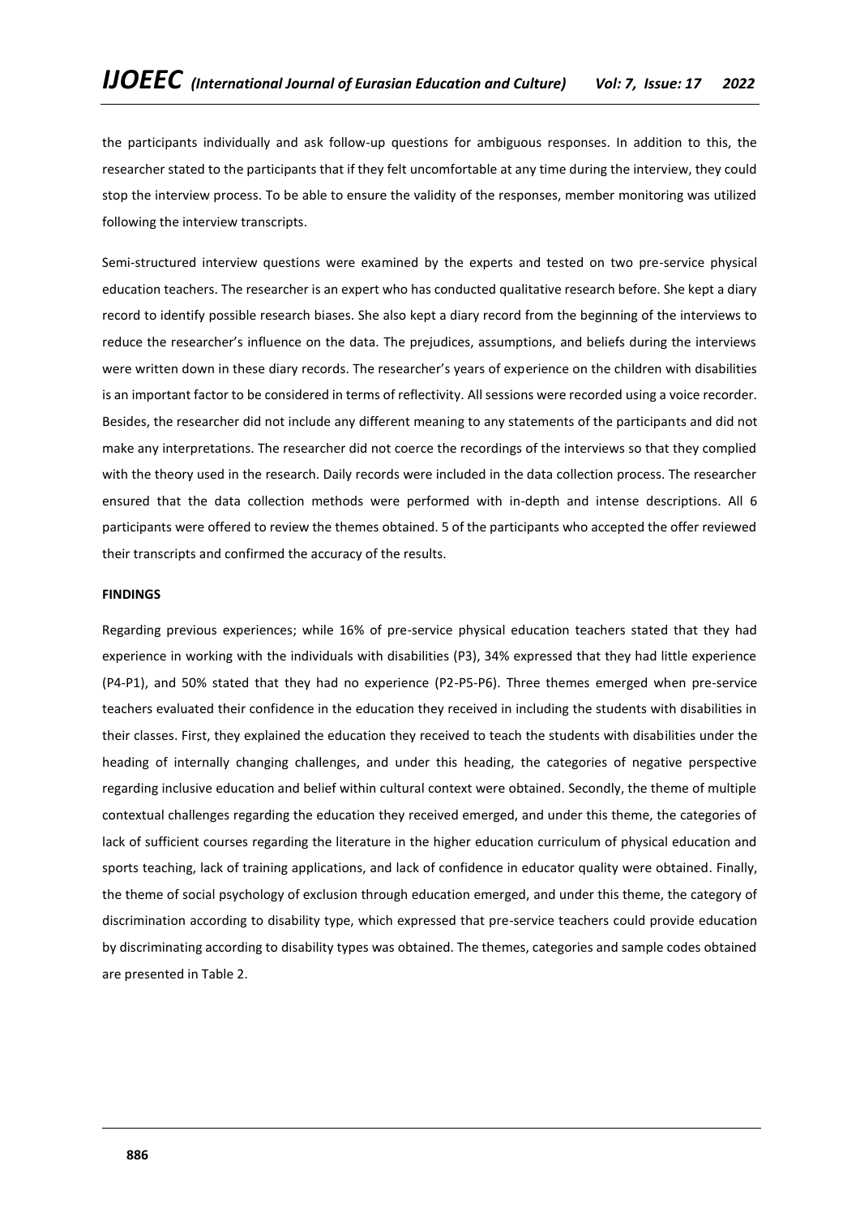the participants individually and ask follow-up questions for ambiguous responses. In addition to this, the researcher stated to the participants that if they felt uncomfortable at any time during the interview, they could stop the interview process. To be able to ensure the validity of the responses, member monitoring was utilized following the interview transcripts.

Semi-structured interview questions were examined by the experts and tested on two pre-service physical education teachers. The researcher is an expert who has conducted qualitative research before. She kept a diary record to identify possible research biases. She also kept a diary record from the beginning of the interviews to reduce the researcher's influence on the data. The prejudices, assumptions, and beliefs during the interviews were written down in these diary records. The researcher's years of experience on the children with disabilities is an important factor to be considered in terms of reflectivity. All sessions were recorded using a voice recorder. Besides, the researcher did not include any different meaning to any statements of the participants and did not make any interpretations. The researcher did not coerce the recordings of the interviews so that they complied with the theory used in the research. Daily records were included in the data collection process. The researcher ensured that the data collection methods were performed with in-depth and intense descriptions. All 6 participants were offered to review the themes obtained. 5 of the participants who accepted the offer reviewed their transcripts and confirmed the accuracy of the results.

**FINDINGS**

Regarding previous experiences; while 16% of pre-service physical education teachers stated that they had experience in working with the individuals with disabilities (P3), 34% expressed that they had little experience (P4-P1), and 50% stated that they had no experience (P2-P5-P6). Three themes emerged when pre-service teachers evaluated their confidence in the education they received in including the students with disabilities in their classes. First, they explained the education they received to teach the students with disabilities under the heading of internally changing challenges, and under this heading, the categories of negative perspective regarding inclusive education and belief within cultural context were obtained. Secondly, the theme of multiple contextual challenges regarding the education they received emerged, and under this theme, the categories of lack of sufficient courses regarding the literature in the higher education curriculum of physical education and sports teaching, lack of training applications, and lack of confidence in educator quality were obtained. Finally, the theme of social psychology of exclusion through education emerged, and under this theme, the category of discrimination according to disability type, which expressed that pre-service teachers could provide education by discriminating according to disability types was obtained. The themes, categories and sample codes obtained are presented in Table 2.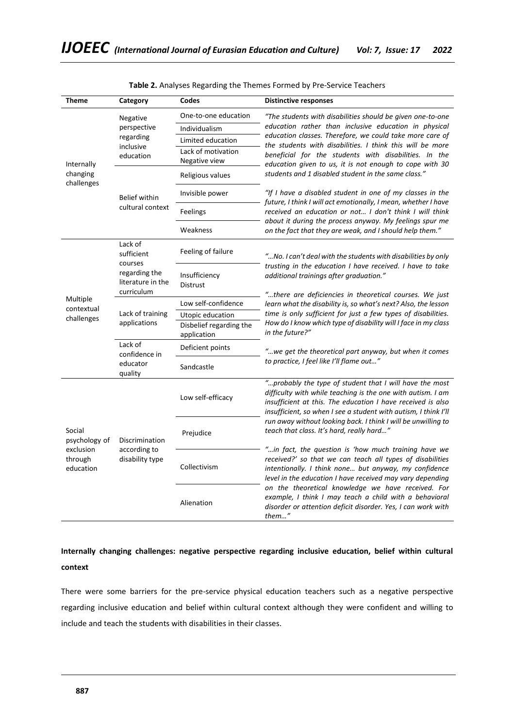**Table 2.** Analyses Regarding the Themes Formed by Pre-Service Teachers

| Theme | Category | Codes | Distinctive responses |
|---|---|---|---|
| Internally changing challenges | Negative perspective regarding inclusive education | One-to-one education | *"The students with disabilities should be given one-to-one education rather than inclusive education in physical education classes. Therefore, we could take more care of the students with disabilities. I think this will be more beneficial for the students with disabilities. In the education given to us, it is not enough to cope with 30 students and 1 disabled student in the same class."* |
| | | Individualism | |
| | | Limited education | |
| | | Lack of motivation | |
| | | Negative view | |
| | Belief within cultural context | Religious values | |
| | | Invisible power | *"If I have a disabled student in one of my classes in the future, I think I will act emotionally, I mean, whether I have received an education or not… I don't think I will think about it during the process anyway. My feelings spur me on the fact that they are weak, and I should help them."* |
| | | Feelings | |
| | | Weakness | |
| Multiple contextual challenges | Lack of sufficient courses regarding the literature in the curriculum | Feeling of failure | *"…No. I can't deal with the students with disabilities by only trusting in the education I have received. I have to take additional trainings after graduation."* |
| | | Insufficiency | |
| | | Distrust | |
| | Lack of training applications | Low self-confidence | *"…there are deficiencies in theoretical courses. We just learn what the disability is, so what's next? Also, the lesson time is only sufficient for just a few types of disabilities. How do I know which type of disability will I face in my class in the future?"* |
| | | Utopic education | |
| | | Disbelief regarding the application | |
| | Lack of confidence in educator quality | Deficient points | *"…we get the theoretical part anyway, but when it comes to practice, I feel like I'll flame out…"* |
| | | Sandcastle | |
| Social psychology of exclusion through education | Discrimination according to disability type | Low self-efficacy | *"…probably the type of student that I will have the most difficulty with while teaching is the one with autism. I am insufficient at this. The education I have received is also insufficient, so when I see a student with autism, I think I'll run away without looking back. I think I will be unwilling to teach that class. It's hard, really hard…"* |
| | | Prejudice | |
| | | Collectivism | *"…in fact, the question is 'how much training have we received?' so that we can teach all types of disabilities intentionally. I think none… but anyway, my confidence level in the education I have received may vary depending on the theoretical knowledge we have received. For example, I think I may teach a child with a behavioral disorder or attention deficit disorder. Yes, I can work with them…"* |
| | | Alienation | |

**Internally changing challenges: negative perspective regarding inclusive education, belief within cultural context**

There were some barriers for the pre-service physical education teachers such as a negative perspective regarding inclusive education and belief within cultural context although they were confident and willing to include and teach the students with disabilities in their classes.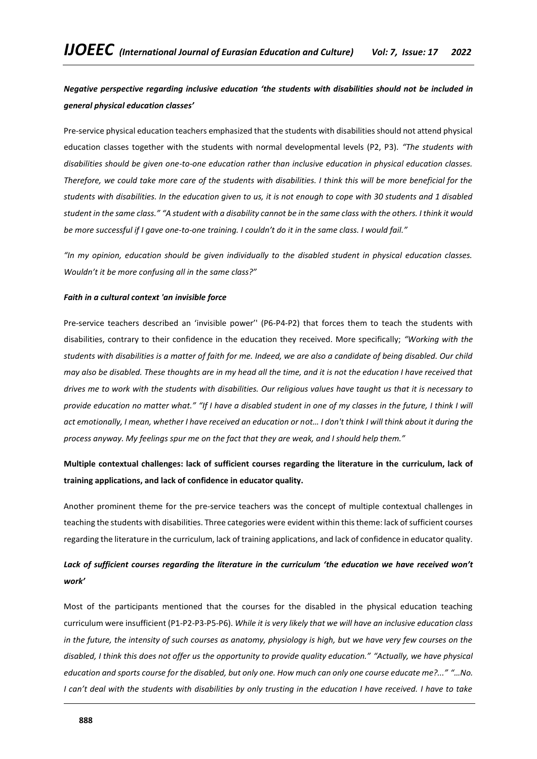***Negative perspective regarding inclusive education 'the students with disabilities should not be included in general physical education classes'***

Pre-service physical education teachers emphasized that the students with disabilities should not attend physical education classes together with the students with normal developmental levels (P2, P3). *"The students with disabilities should be given one-to-one education rather than inclusive education in physical education classes. Therefore, we could take more care of the students with disabilities. I think this will be more beneficial for the students with disabilities. In the education given to us, it is not enough to cope with 30 students and 1 disabled student in the same class." "A student with a disability cannot be in the same class with the others. I think it would be more successful if I gave one-to-one training. I couldn't do it in the same class. I would fail."*

*"In my opinion, education should be given individually to the disabled student in physical education classes. Wouldn't it be more confusing all in the same class?"*

***Faith in a cultural context 'an invisible force***

Pre-service teachers described an 'invisible power'' (P6-P4-P2) that forces them to teach the students with disabilities, contrary to their confidence in the education they received. More specifically; *"Working with the students with disabilities is a matter of faith for me. Indeed, we are also a candidate of being disabled. Our child may also be disabled. These thoughts are in my head all the time, and it is not the education I have received that drives me to work with the students with disabilities. Our religious values have taught us that it is necessary to provide education no matter what." "If I have a disabled student in one of my classes in the future, I think I will act emotionally, I mean, whether I have received an education or not… I don't think I will think about it during the process anyway. My feelings spur me on the fact that they are weak, and I should help them."*

**Multiple contextual challenges: lack of sufficient courses regarding the literature in the curriculum, lack of training applications, and lack of confidence in educator quality.**

Another prominent theme for the pre-service teachers was the concept of multiple contextual challenges in teaching the students with disabilities. Three categories were evident within this theme: lack of sufficient courses regarding the literature in the curriculum, lack of training applications, and lack of confidence in educator quality.

***Lack of sufficient courses regarding the literature in the curriculum 'the education we have received won't work'***

Most of the participants mentioned that the courses for the disabled in the physical education teaching curriculum were insufficient (P1-P2-P3-P5-P6). *While it is very likely that we will have an inclusive education class in the future, the intensity of such courses as anatomy, physiology is high, but we have very few courses on the disabled, I think this does not offer us the opportunity to provide quality education." "Actually, we have physical education and sports course for the disabled, but only one. How much can only one course educate me?..." "…No. I can't deal with the students with disabilities by only trusting in the education I have received. I have to take*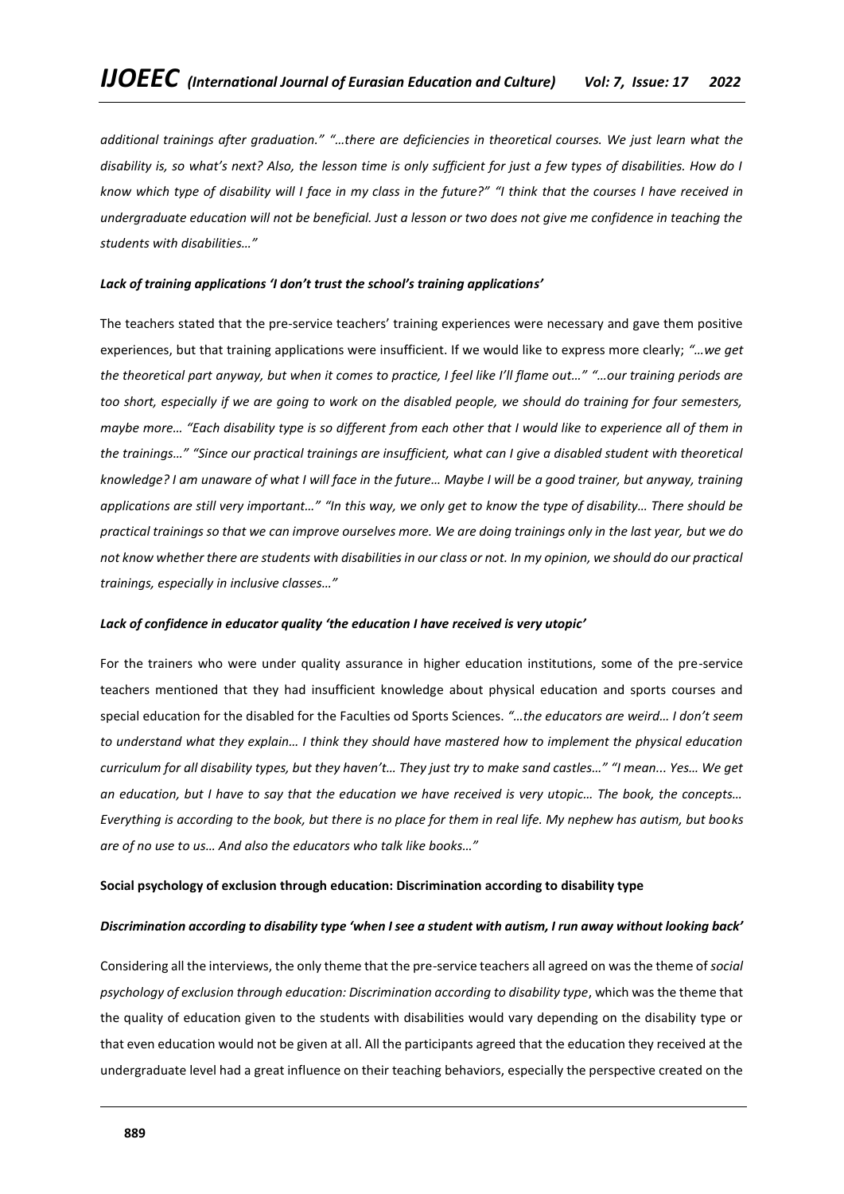*additional trainings after graduation." "…there are deficiencies in theoretical courses. We just learn what the disability is, so what's next? Also, the lesson time is only sufficient for just a few types of disabilities. How do I know which type of disability will I face in my class in the future?" "I think that the courses I have received in undergraduate education will not be beneficial. Just a lesson or two does not give me confidence in teaching the students with disabilities…"*

***Lack of training applications 'I don't trust the school's training applications'***

The teachers stated that the pre-service teachers' training experiences were necessary and gave them positive experiences, but that training applications were insufficient. If we would like to express more clearly; *"…we get the theoretical part anyway, but when it comes to practice, I feel like I'll flame out…" "…our training periods are too short, especially if we are going to work on the disabled people, we should do training for four semesters, maybe more… "Each disability type is so different from each other that I would like to experience all of them in the trainings…" "Since our practical trainings are insufficient, what can I give a disabled student with theoretical knowledge? I am unaware of what I will face in the future… Maybe I will be a good trainer, but anyway, training applications are still very important…" "In this way, we only get to know the type of disability… There should be practical trainings so that we can improve ourselves more. We are doing trainings only in the last year, but we do not know whether there are students with disabilities in our class or not. In my opinion, we should do our practical trainings, especially in inclusive classes…"*

***Lack of confidence in educator quality 'the education I have received is very utopic'***

For the trainers who were under quality assurance in higher education institutions, some of the pre-service teachers mentioned that they had insufficient knowledge about physical education and sports courses and special education for the disabled for the Faculties od Sports Sciences. *"…the educators are weird… I don't seem to understand what they explain… I think they should have mastered how to implement the physical education curriculum for all disability types, but they haven't… They just try to make sand castles…" "I mean... Yes… We get an education, but I have to say that the education we have received is very utopic… The book, the concepts… Everything is according to the book, but there is no place for them in real life. My nephew has autism, but books are of no use to us… And also the educators who talk like books…"*

**Social psychology of exclusion through education: Discrimination according to disability type**

***Discrimination according to disability type 'when I see a student with autism, I run away without looking back'***

Considering all the interviews, the only theme that the pre-service teachers all agreed on was the theme of *social psychology of exclusion through education: Discrimination according to disability type*, which was the theme that the quality of education given to the students with disabilities would vary depending on the disability type or that even education would not be given at all. All the participants agreed that the education they received at the undergraduate level had a great influence on their teaching behaviors, especially the perspective created on the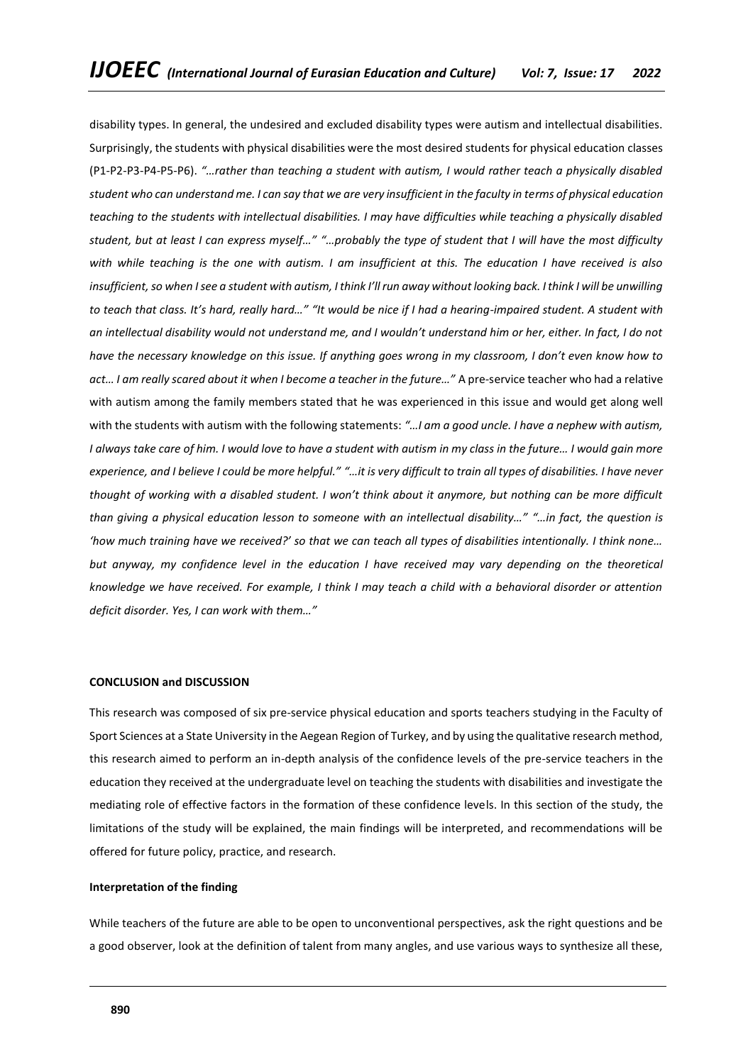disability types. In general, the undesired and excluded disability types were autism and intellectual disabilities. Surprisingly, the students with physical disabilities were the most desired students for physical education classes (P1-P2-P3-P4-P5-P6). *"…rather than teaching a student with autism, I would rather teach a physically disabled student who can understand me. I can say that we are very insufficient in the faculty in terms of physical education teaching to the students with intellectual disabilities. I may have difficulties while teaching a physically disabled student, but at least I can express myself…" "…probably the type of student that I will have the most difficulty with while teaching is the one with autism. I am insufficient at this. The education I have received is also insufficient, so when I see a student with autism, I think I'll run away without looking back. I think I will be unwilling to teach that class. It's hard, really hard…" "It would be nice if I had a hearing-impaired student. A student with an intellectual disability would not understand me, and I wouldn't understand him or her, either. In fact, I do not have the necessary knowledge on this issue. If anything goes wrong in my classroom, I don't even know how to act… I am really scared about it when I become a teacher in the future…"* A pre-service teacher who had a relative with autism among the family members stated that he was experienced in this issue and would get along well with the students with autism with the following statements: *"…I am a good uncle. I have a nephew with autism, I always take care of him. I would love to have a student with autism in my class in the future… I would gain more experience, and I believe I could be more helpful." "…it is very difficult to train all types of disabilities. I have never thought of working with a disabled student. I won't think about it anymore, but nothing can be more difficult than giving a physical education lesson to someone with an intellectual disability…" "…in fact, the question is 'how much training have we received?' so that we can teach all types of disabilities intentionally. I think none… but anyway, my confidence level in the education I have received may vary depending on the theoretical knowledge we have received. For example, I think I may teach a child with a behavioral disorder or attention deficit disorder. Yes, I can work with them…"*

## CONCLUSION and DISCUSSION

This research was composed of six pre-service physical education and sports teachers studying in the Faculty of Sport Sciences at a State University in the Aegean Region of Turkey, and by using the qualitative research method, this research aimed to perform an in-depth analysis of the confidence levels of the pre-service teachers in the education they received at the undergraduate level on teaching the students with disabilities and investigate the mediating role of effective factors in the formation of these confidence levels. In this section of the study, the limitations of the study will be explained, the main findings will be interpreted, and recommendations will be offered for future policy, practice, and research.

### Interpretation of the finding

While teachers of the future are able to be open to unconventional perspectives, ask the right questions and be a good observer, look at the definition of talent from many angles, and use various ways to synthesize all these,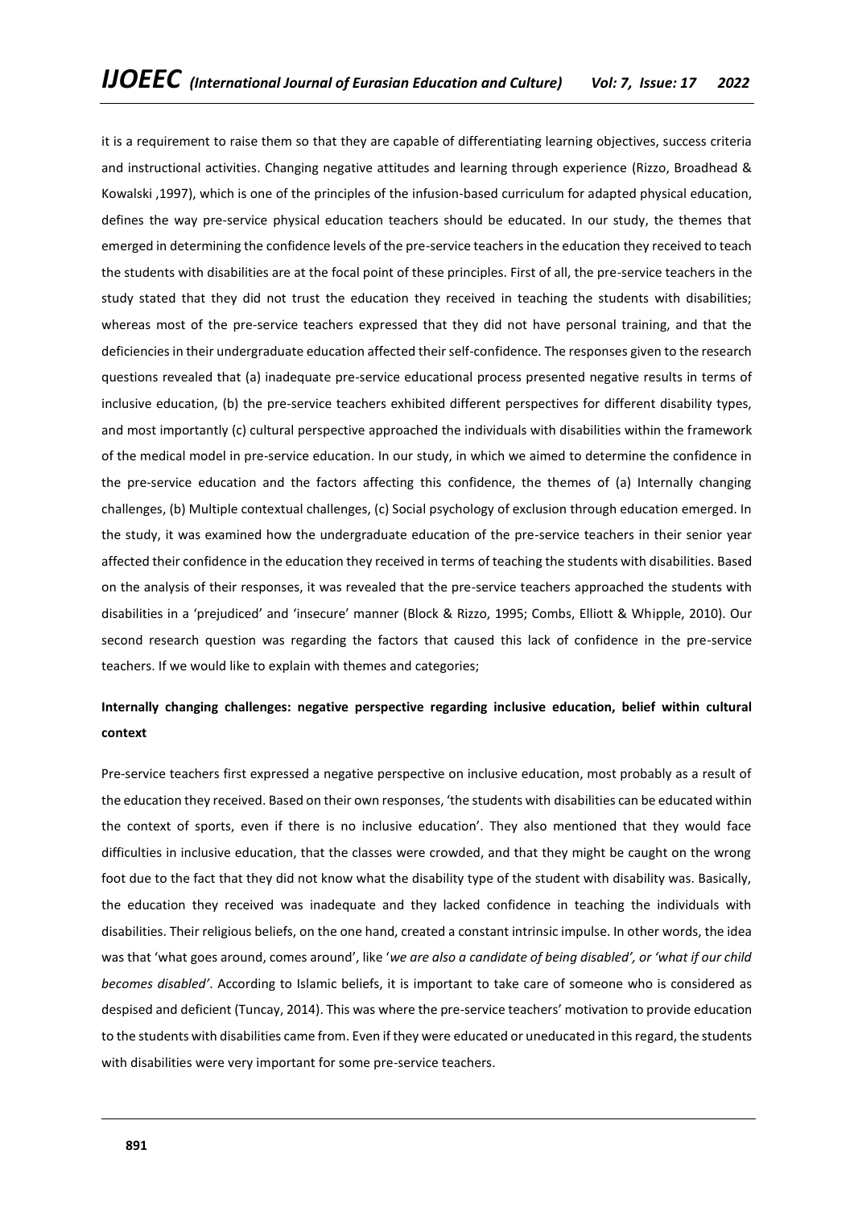it is a requirement to raise them so that they are capable of differentiating learning objectives, success criteria and instructional activities. Changing negative attitudes and learning through experience (Rizzo, Broadhead & Kowalski ,1997), which is one of the principles of the infusion-based curriculum for adapted physical education, defines the way pre-service physical education teachers should be educated. In our study, the themes that emerged in determining the confidence levels of the pre-service teachers in the education they received to teach the students with disabilities are at the focal point of these principles. First of all, the pre-service teachers in the study stated that they did not trust the education they received in teaching the students with disabilities; whereas most of the pre-service teachers expressed that they did not have personal training, and that the deficiencies in their undergraduate education affected their self-confidence. The responses given to the research questions revealed that (a) inadequate pre-service educational process presented negative results in terms of inclusive education, (b) the pre-service teachers exhibited different perspectives for different disability types, and most importantly (c) cultural perspective approached the individuals with disabilities within the framework of the medical model in pre-service education. In our study, in which we aimed to determine the confidence in the pre-service education and the factors affecting this confidence, the themes of (a) Internally changing challenges, (b) Multiple contextual challenges, (c) Social psychology of exclusion through education emerged. In the study, it was examined how the undergraduate education of the pre-service teachers in their senior year affected their confidence in the education they received in terms of teaching the students with disabilities. Based on the analysis of their responses, it was revealed that the pre-service teachers approached the students with disabilities in a 'prejudiced' and 'insecure' manner (Block & Rizzo, 1995; Combs, Elliott & Whipple, 2010). Our second research question was regarding the factors that caused this lack of confidence in the pre-service teachers. If we would like to explain with themes and categories;

**Internally changing challenges: negative perspective regarding inclusive education, belief within cultural context**

Pre-service teachers first expressed a negative perspective on inclusive education, most probably as a result of the education they received. Based on their own responses, 'the students with disabilities can be educated within the context of sports, even if there is no inclusive education'. They also mentioned that they would face difficulties in inclusive education, that the classes were crowded, and that they might be caught on the wrong foot due to the fact that they did not know what the disability type of the student with disability was. Basically, the education they received was inadequate and they lacked confidence in teaching the individuals with disabilities. Their religious beliefs, on the one hand, created a constant intrinsic impulse. In other words, the idea was that 'what goes around, comes around', like '*we are also a candidate of being disabled', or 'what if our child becomes disabled'*. According to Islamic beliefs, it is important to take care of someone who is considered as despised and deficient (Tuncay, 2014). This was where the pre-service teachers' motivation to provide education to the students with disabilities came from. Even if they were educated or uneducated in this regard, the students with disabilities were very important for some pre-service teachers.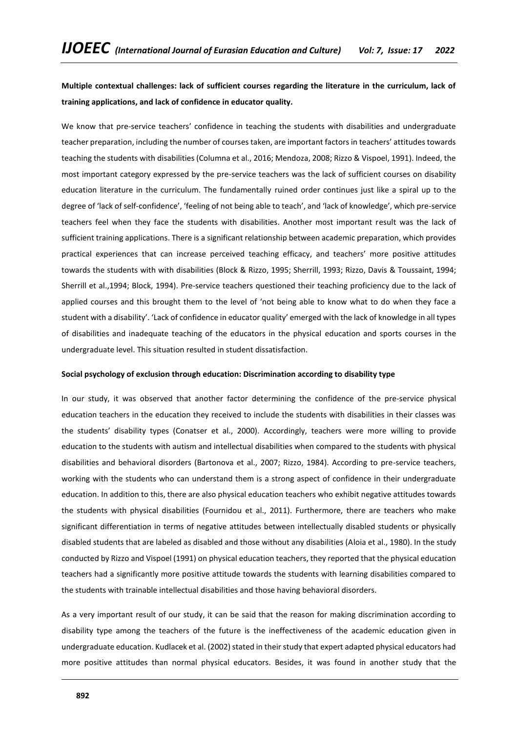**Multiple contextual challenges: lack of sufficient courses regarding the literature in the curriculum, lack of training applications, and lack of confidence in educator quality.**

We know that pre-service teachers' confidence in teaching the students with disabilities and undergraduate teacher preparation, including the number of courses taken, are important factors in teachers' attitudes towards teaching the students with disabilities (Columna et al., 2016; Mendoza, 2008; Rizzo & Vispoel, 1991). Indeed, the most important category expressed by the pre-service teachers was the lack of sufficient courses on disability education literature in the curriculum. The fundamentally ruined order continues just like a spiral up to the degree of 'lack of self-confidence', 'feeling of not being able to teach', and 'lack of knowledge', which pre-service teachers feel when they face the students with disabilities. Another most important result was the lack of sufficient training applications. There is a significant relationship between academic preparation, which provides practical experiences that can increase perceived teaching efficacy, and teachers' more positive attitudes towards the students with with disabilities (Block & Rizzo, 1995; Sherrill, 1993; Rizzo, Davis & Toussaint, 1994; Sherrill et al.,1994; Block, 1994). Pre-service teachers questioned their teaching proficiency due to the lack of applied courses and this brought them to the level of 'not being able to know what to do when they face a student with a disability'. 'Lack of confidence in educator quality' emerged with the lack of knowledge in all types of disabilities and inadequate teaching of the educators in the physical education and sports courses in the undergraduate level. This situation resulted in student dissatisfaction.

**Social psychology of exclusion through education: Discrimination according to disability type**

In our study, it was observed that another factor determining the confidence of the pre-service physical education teachers in the education they received to include the students with disabilities in their classes was the students' disability types (Conatser et al., 2000). Accordingly, teachers were more willing to provide education to the students with autism and intellectual disabilities when compared to the students with physical disabilities and behavioral disorders (Bartonova et al., 2007; Rizzo, 1984). According to pre-service teachers, working with the students who can understand them is a strong aspect of confidence in their undergraduate education. In addition to this, there are also physical education teachers who exhibit negative attitudes towards the students with physical disabilities (Fournidou et al., 2011). Furthermore, there are teachers who make significant differentiation in terms of negative attitudes between intellectually disabled students or physically disabled students that are labeled as disabled and those without any disabilities (Aloia et al., 1980). In the study conducted by Rizzo and Vispoel (1991) on physical education teachers, they reported that the physical education teachers had a significantly more positive attitude towards the students with learning disabilities compared to the students with trainable intellectual disabilities and those having behavioral disorders.

As a very important result of our study, it can be said that the reason for making discrimination according to disability type among the teachers of the future is the ineffectiveness of the academic education given in undergraduate education. Kudlacek et al. (2002) stated in their study that expert adapted physical educators had more positive attitudes than normal physical educators. Besides, it was found in another study that the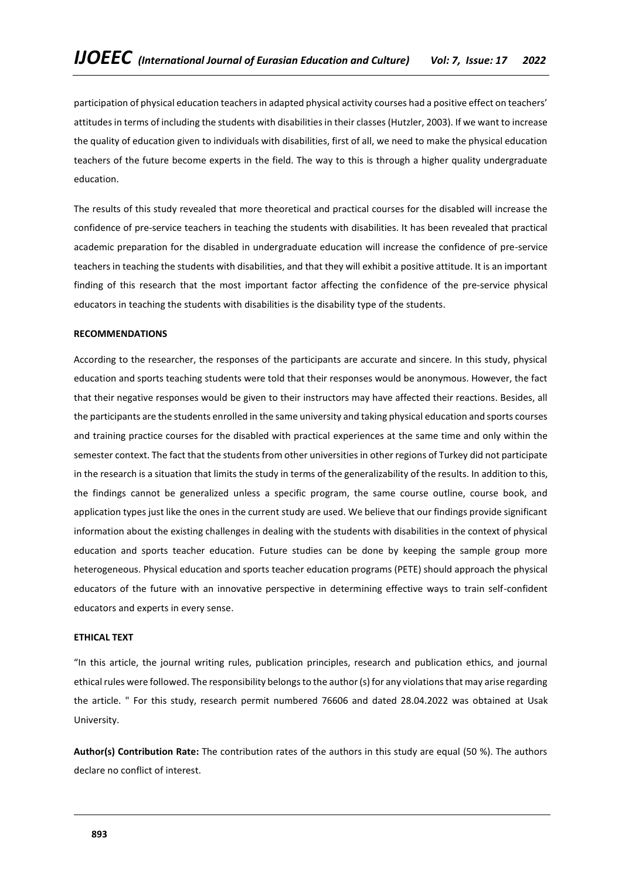participation of physical education teachers in adapted physical activity courses had a positive effect on teachers' attitudes in terms of including the students with disabilities in their classes (Hutzler, 2003). If we want to increase the quality of education given to individuals with disabilities, first of all, we need to make the physical education teachers of the future become experts in the field. The way to this is through a higher quality undergraduate education.

The results of this study revealed that more theoretical and practical courses for the disabled will increase the confidence of pre-service teachers in teaching the students with disabilities. It has been revealed that practical academic preparation for the disabled in undergraduate education will increase the confidence of pre-service teachers in teaching the students with disabilities, and that they will exhibit a positive attitude. It is an important finding of this research that the most important factor affecting the confidence of the pre-service physical educators in teaching the students with disabilities is the disability type of the students.

**RECOMMENDATIONS**

According to the researcher, the responses of the participants are accurate and sincere. In this study, physical education and sports teaching students were told that their responses would be anonymous. However, the fact that their negative responses would be given to their instructors may have affected their reactions. Besides, all the participants are the students enrolled in the same university and taking physical education and sports courses and training practice courses for the disabled with practical experiences at the same time and only within the semester context. The fact that the students from other universities in other regions of Turkey did not participate in the research is a situation that limits the study in terms of the generalizability of the results. In addition to this, the findings cannot be generalized unless a specific program, the same course outline, course book, and application types just like the ones in the current study are used. We believe that our findings provide significant information about the existing challenges in dealing with the students with disabilities in the context of physical education and sports teacher education. Future studies can be done by keeping the sample group more heterogeneous. Physical education and sports teacher education programs (PETE) should approach the physical educators of the future with an innovative perspective in determining effective ways to train self-confident educators and experts in every sense.

**ETHICAL TEXT**

"In this article, the journal writing rules, publication principles, research and publication ethics, and journal ethical rules were followed. The responsibility belongs to the author (s) for any violations that may arise regarding the article. " For this study, research permit numbered 76606 and dated 28.04.2022 was obtained at Usak University.

**Author(s) Contribution Rate:** The contribution rates of the authors in this study are equal (50 %). The authors declare no conflict of interest.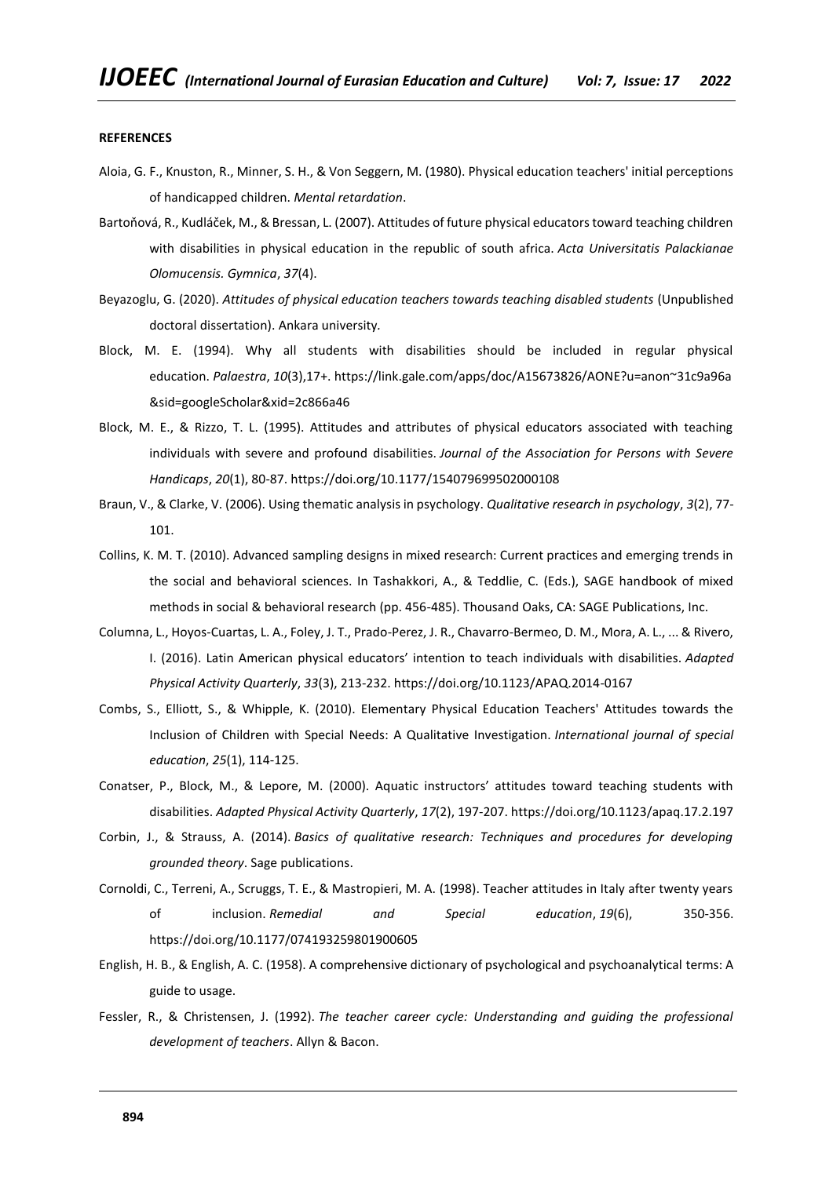**REFERENCES**

Aloia, G. F., Knuston, R., Minner, S. H., & Von Seggern, M. (1980). Physical education teachers' initial perceptions of handicapped children. *Mental retardation*.

Bartoňová, R., Kudláček, M., & Bressan, L. (2007). Attitudes of future physical educators toward teaching children with disabilities in physical education in the republic of south africa. *Acta Universitatis Palackianae Olomucensis. Gymnica*, *37*(4).

Beyazoglu, G. (2020). *Attitudes of physical education teachers towards teaching disabled students* (Unpublished doctoral dissertation). Ankara university.

Block, M. E. (1994). Why all students with disabilities should be included in regular physical education. *Palaestra*, *10*(3),17+. https://link.gale.com/apps/doc/A15673826/AONE?u=anon~31c9a96a &sid=googleScholar&xid=2c866a46

Block, M. E., & Rizzo, T. L. (1995). Attitudes and attributes of physical educators associated with teaching individuals with severe and profound disabilities. *Journal of the Association for Persons with Severe Handicaps*, *20*(1), 80-87. https://doi.org/10.1177/154079699502000108

Braun, V., & Clarke, V. (2006). Using thematic analysis in psychology. *Qualitative research in psychology*, *3*(2), 77-101.

Collins, K. M. T. (2010). Advanced sampling designs in mixed research: Current practices and emerging trends in the social and behavioral sciences. In Tashakkori, A., & Teddlie, C. (Eds.), SAGE handbook of mixed methods in social & behavioral research (pp. 456-485). Thousand Oaks, CA: SAGE Publications, Inc.

Columna, L., Hoyos-Cuartas, L. A., Foley, J. T., Prado-Perez, J. R., Chavarro-Bermeo, D. M., Mora, A. L., ... & Rivero, I. (2016). Latin American physical educators' intention to teach individuals with disabilities. *Adapted Physical Activity Quarterly*, *33*(3), 213-232. https://doi.org/10.1123/APAQ.2014-0167

Combs, S., Elliott, S., & Whipple, K. (2010). Elementary Physical Education Teachers' Attitudes towards the Inclusion of Children with Special Needs: A Qualitative Investigation. *International journal of special education*, *25*(1), 114-125.

Conatser, P., Block, M., & Lepore, M. (2000). Aquatic instructors' attitudes toward teaching students with disabilities. *Adapted Physical Activity Quarterly*, *17*(2), 197-207. https://doi.org/10.1123/apaq.17.2.197

Corbin, J., & Strauss, A. (2014). *Basics of qualitative research: Techniques and procedures for developing grounded theory*. Sage publications.

Cornoldi, C., Terreni, A., Scruggs, T. E., & Mastropieri, M. A. (1998). Teacher attitudes in Italy after twenty years of inclusion. *Remedial and Special education*, *19*(6), 350-356. https://doi.org/10.1177/074193259801900605

English, H. B., & English, A. C. (1958). A comprehensive dictionary of psychological and psychoanalytical terms: A guide to usage.

Fessler, R., & Christensen, J. (1992). *The teacher career cycle: Understanding and guiding the professional development of teachers*. Allyn & Bacon.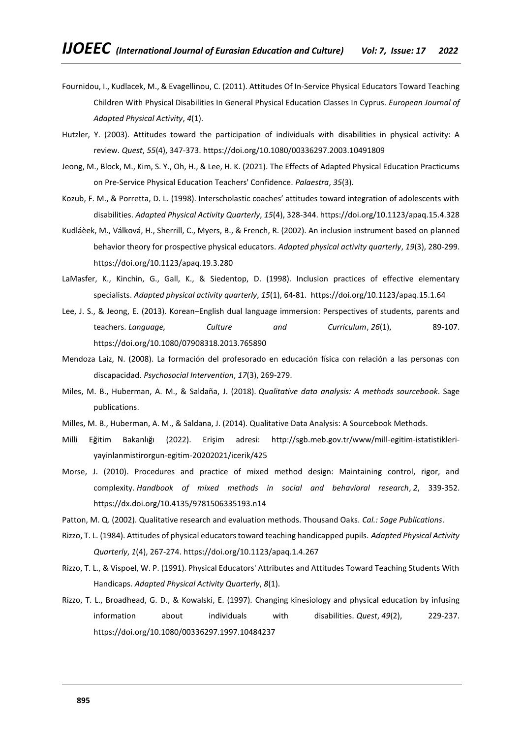Fournidou, I., Kudlacek, M., & Evagellinou, C. (2011). Attitudes Of In-Service Physical Educators Toward Teaching Children With Physical Disabilities In General Physical Education Classes In Cyprus. *European Journal of Adapted Physical Activity*, *4*(1).

Hutzler, Y. (2003). Attitudes toward the participation of individuals with disabilities in physical activity: A review. *Quest*, *55*(4), 347-373. https://doi.org/10.1080/00336297.2003.10491809

Jeong, M., Block, M., Kim, S. Y., Oh, H., & Lee, H. K. (2021). The Effects of Adapted Physical Education Practicums on Pre-Service Physical Education Teachers' Confidence. *Palaestra*, *35*(3).

Kozub, F. M., & Porretta, D. L. (1998). Interscholastic coaches' attitudes toward integration of adolescents with disabilities. *Adapted Physical Activity Quarterly*, *15*(4), 328-344. https://doi.org/10.1123/apaq.15.4.328

Kudláèek, M., Válková, H., Sherrill, C., Myers, B., & French, R. (2002). An inclusion instrument based on planned behavior theory for prospective physical educators. *Adapted physical activity quarterly*, *19*(3), 280-299. https://doi.org/10.1123/apaq.19.3.280

LaMasfer, K., Kinchin, G., Gall, K., & Siedentop, D. (1998). Inclusion practices of effective elementary specialists. *Adapted physical activity quarterly*, *15*(1), 64-81. https://doi.org/10.1123/apaq.15.1.64

Lee, J. S., & Jeong, E. (2013). Korean–English dual language immersion: Perspectives of students, parents and teachers. *Language, Culture and Curriculum*, *26*(1), 89-107. https://doi.org/10.1080/07908318.2013.765890

Mendoza Laiz, N. (2008). La formación del profesorado en educación física con relación a las personas con discapacidad. *Psychosocial Intervention*, *17*(3), 269-279.

Miles, M. B., Huberman, A. M., & Saldaña, J. (2018). *Qualitative data analysis: A methods sourcebook*. Sage publications.

Milles, M. B., Huberman, A. M., & Saldana, J. (2014). Qualitative Data Analysis: A Sourcebook Methods.

Milli Eğitim Bakanlığı (2022). Erişim adresi: http://sgb.meb.gov.tr/www/mill-egitim-istatistikleri-yayinlanmistirorgun-egitim-20202021/icerik/425

Morse, J. (2010). Procedures and practice of mixed method design: Maintaining control, rigor, and complexity. *Handbook of mixed methods in social and behavioral research*, *2*, 339-352. https://dx.doi.org/10.4135/9781506335193.n14

Patton, M. Q. (2002). Qualitative research and evaluation methods. Thousand Oaks. *Cal.: Sage Publications*.

Rizzo, T. L. (1984). Attitudes of physical educators toward teaching handicapped pupils. *Adapted Physical Activity Quarterly*, *1*(4), 267-274. https://doi.org/10.1123/apaq.1.4.267

Rizzo, T. L., & Vispoel, W. P. (1991). Physical Educators' Attributes and Attitudes Toward Teaching Students With Handicaps. *Adapted Physical Activity Quarterly*, *8*(1).

Rizzo, T. L., Broadhead, G. D., & Kowalski, E. (1997). Changing kinesiology and physical education by infusing information about individuals with disabilities. *Quest*, *49*(2), 229-237. https://doi.org/10.1080/00336297.1997.10484237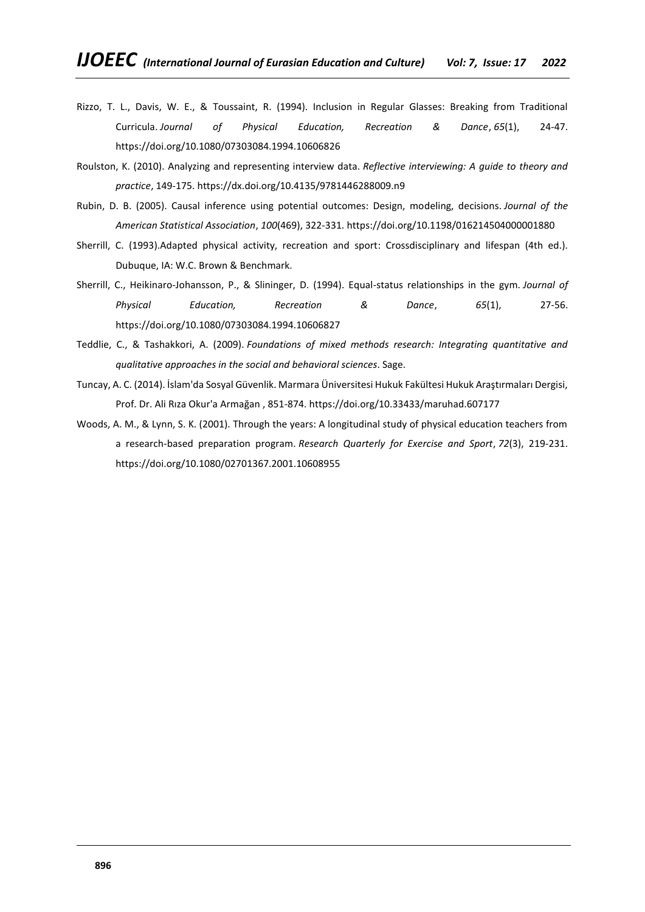Rizzo, T. L., Davis, W. E., & Toussaint, R. (1994). Inclusion in Regular Glasses: Breaking from Traditional Curricula. *Journal of Physical Education, Recreation & Dance*, *65*(1), 24-47. https://doi.org/10.1080/07303084.1994.10606826

Roulston, K. (2010). Analyzing and representing interview data. *Reflective interviewing: A guide to theory and practice*, 149-175. https://dx.doi.org/10.4135/9781446288009.n9

Rubin, D. B. (2005). Causal inference using potential outcomes: Design, modeling, decisions. *Journal of the American Statistical Association*, *100*(469), 322-331. https://doi.org/10.1198/016214504000001880

Sherrill, C. (1993).Adapted physical activity, recreation and sport: Crossdisciplinary and lifespan (4th ed.). Dubuque, IA: W.C. Brown & Benchmark.

Sherrill, C., Heikinaro-Johansson, P., & Slininger, D. (1994). Equal-status relationships in the gym. *Journal of Physical Education, Recreation & Dance*, *65*(1), 27-56. https://doi.org/10.1080/07303084.1994.10606827

Teddlie, C., & Tashakkori, A. (2009). *Foundations of mixed methods research: Integrating quantitative and qualitative approaches in the social and behavioral sciences*. Sage.

Tuncay, A. C. (2014). İslam'da Sosyal Güvenlik. Marmara Üniversitesi Hukuk Fakültesi Hukuk Araştırmaları Dergisi, Prof. Dr. Ali Rıza Okur'a Armağan , 851-874. https://doi.org/10.33433/maruhad.607177

Woods, A. M., & Lynn, S. K. (2001). Through the years: A longitudinal study of physical education teachers from a research-based preparation program. *Research Quarterly for Exercise and Sport*, *72*(3), 219-231. https://doi.org/10.1080/02701367.2001.10608955